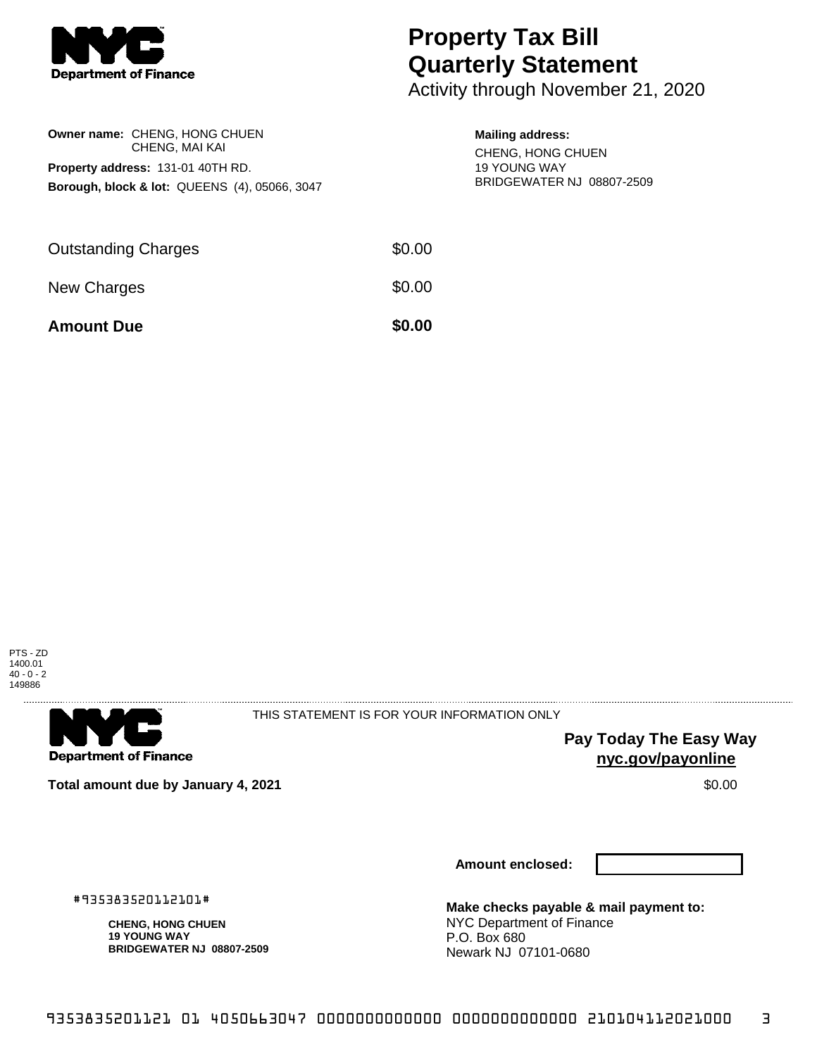**Department of Finance**

# Property Tax Bill Quarterly Statement

Activity through November 21, 2020

**Owner name:** CHENG, HONG CHUEN
CHENG, MAI KAI

**Property address:** 131-01 40TH RD.

**Borough, block & lot:** QUEENS (4), 05066, 3047

**Mailing address:**
CHENG, HONG CHUEN
19 YOUNG WAY
BRIDGEWATER NJ 08807-2509

| | |
|---|---|
| Outstanding Charges | $0.00 |
| New Charges | $0.00 |
| **Amount Due** | **$0.00** |

PTS - ZD
1400.01
40 - 0 - 2
149886

---

**Department of Finance**

THIS STATEMENT IS FOR YOUR INFORMATION ONLY

**Pay Today The Easy Way**
**nyc.gov/payonline**

**Total amount due by January 4, 2021** $0.00

**Amount enclosed:**

#935383520112101#

**CHENG, HONG CHUEN**
**19 YOUNG WAY**
**BRIDGEWATER NJ 08807-2509**

**Make checks payable & mail payment to:**
NYC Department of Finance
P.O. Box 680
Newark NJ 07101-0680

9353835201121 01 4050663047 0000000000000 0000000000000 210104112021000 3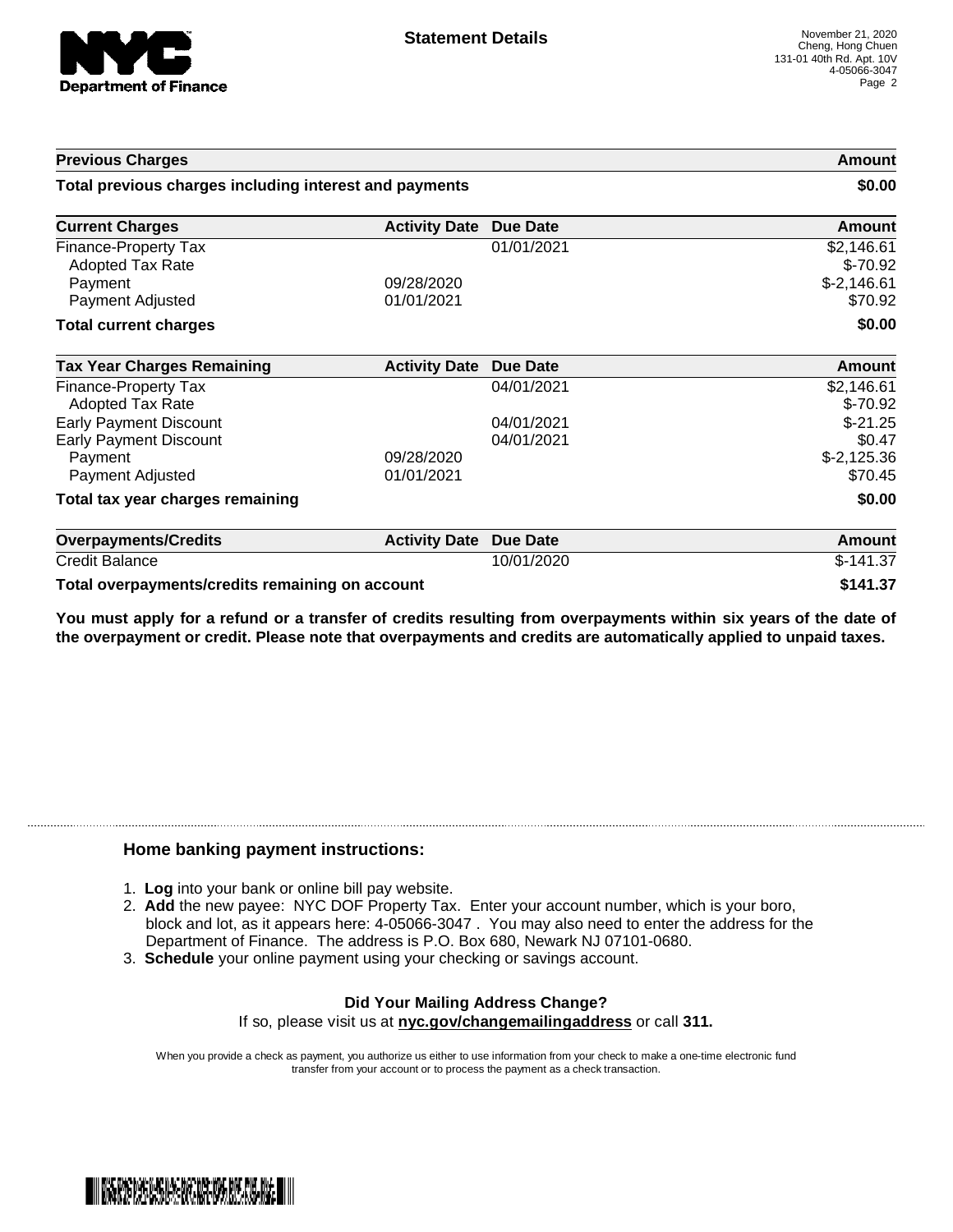## Statement Details

November 21, 2020
Cheng, Hong Chuen
131-01 40th Rd. Apt. 10V
4-05066-3047

| Previous Charges | | | Amount |
|---|---|---|---|
| **Total previous charges including interest and payments** | | | **$0.00** |

| Current Charges | Activity Date | Due Date | Amount |
|---|---|---|---|
| Finance-Property Tax | | 01/01/2021 | $2,146.61 |
| Adopted Tax Rate | | | $-70.92 |
| Payment | 09/28/2020 | | $-2,146.61 |
| Payment Adjusted | 01/01/2021 | | $70.92 |
| **Total current charges** | | | **$0.00** |

| Tax Year Charges Remaining | Activity Date | Due Date | Amount |
|---|---|---|---|
| Finance-Property Tax | | 04/01/2021 | $2,146.61 |
| Adopted Tax Rate | | | $-70.92 |
| Early Payment Discount | | 04/01/2021 | $-21.25 |
| Early Payment Discount | | 04/01/2021 | $0.47 |
| Payment | 09/28/2020 | | $-2,125.36 |
| Payment Adjusted | 01/01/2021 | | $70.45 |
| **Total tax year charges remaining** | | | **$0.00** |

| Overpayments/Credits | Activity Date | Due Date | Amount |
|---|---|---|---|
| Credit Balance | | 10/01/2020 | $-141.37 |
| **Total overpayments/credits remaining on account** | | | **$141.37** |

**You must apply for a refund or a transfer of credits resulting from overpayments within six years of the date of the overpayment or credit. Please note that overpayments and credits are automatically applied to unpaid taxes.**

### Home banking payment instructions:

1. **Log** into your bank or online bill pay website.
2. **Add** the new payee: NYC DOF Property Tax. Enter your account number, which is your boro, block and lot, as it appears here: 4-05066-3047 . You may also need to enter the address for the Department of Finance. The address is P.O. Box 680, Newark NJ 07101-0680.
3. **Schedule** your online payment using your checking or savings account.

**Did Your Mailing Address Change?**
If so, please visit us at **nyc.gov/changemailingaddress** or call **311.**

When you provide a check as payment, you authorize us either to use information from your check to make a one-time electronic fund transfer from your account or to process the payment as a check transaction.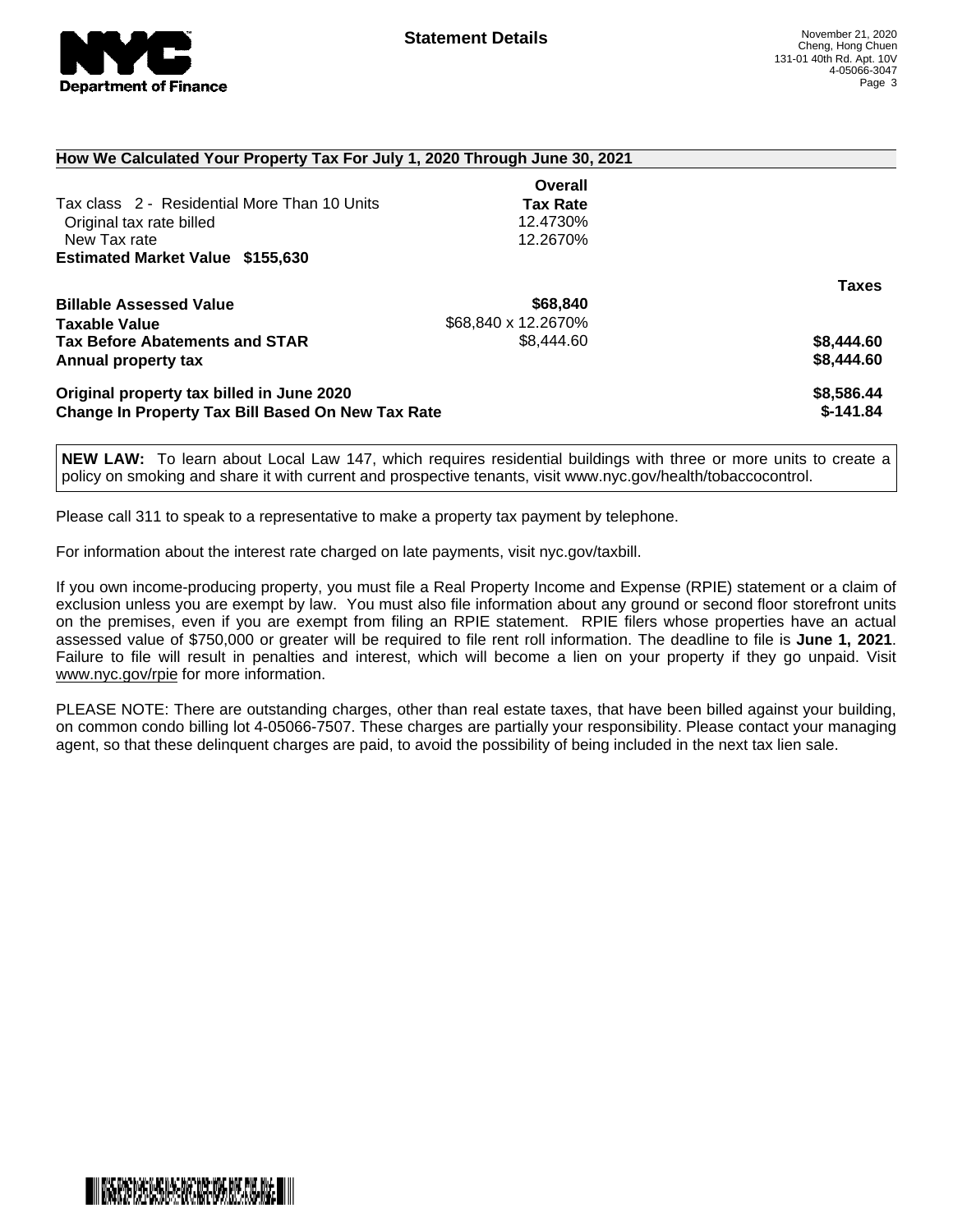## Statement Details

November 21, 2020
Cheng, Hong Chuen
131-01 40th Rd. Apt. 10V
4-05066-3047

### How We Calculated Your Property Tax For July 1, 2020 Through June 30, 2021

| | Overall Tax Rate | |
|---|---|---|
| Tax class 2 - Residential More Than 10 Units | | |
| Original tax rate billed | 12.4730% | |
| New Tax rate | 12.2670% | |
| **Estimated Market Value $155,630** | | |
| | | **Taxes** |
| **Billable Assessed Value** | **$68,840** | |
| **Taxable Value** | $68,840 x 12.2670% | |
| **Tax Before Abatements and STAR** | $8,444.60 | **$8,444.60** |
| **Annual property tax** | | **$8,444.60** |
| **Original property tax billed in June 2020** | | **$8,586.44** |
| **Change In Property Tax Bill Based On New Tax Rate** | | **$-141.84** |

**NEW LAW:** To learn about Local Law 147, which requires residential buildings with three or more units to create a policy on smoking and share it with current and prospective tenants, visit www.nyc.gov/health/tobaccocontrol.

Please call 311 to speak to a representative to make a property tax payment by telephone.

For information about the interest rate charged on late payments, visit nyc.gov/taxbill.

If you own income-producing property, you must file a Real Property Income and Expense (RPIE) statement or a claim of exclusion unless you are exempt by law. You must also file information about any ground or second floor storefront units on the premises, even if you are exempt from filing an RPIE statement. RPIE filers whose properties have an actual assessed value of $750,000 or greater will be required to file rent roll information. The deadline to file is **June 1, 2021**. Failure to file will result in penalties and interest, which will become a lien on your property if they go unpaid. Visit www.nyc.gov/rpie for more information.

PLEASE NOTE: There are outstanding charges, other than real estate taxes, that have been billed against your building, on common condo billing lot 4-05066-7507. These charges are partially your responsibility. Please contact your managing agent, so that these delinquent charges are paid, to avoid the possibility of being included in the next tax lien sale.